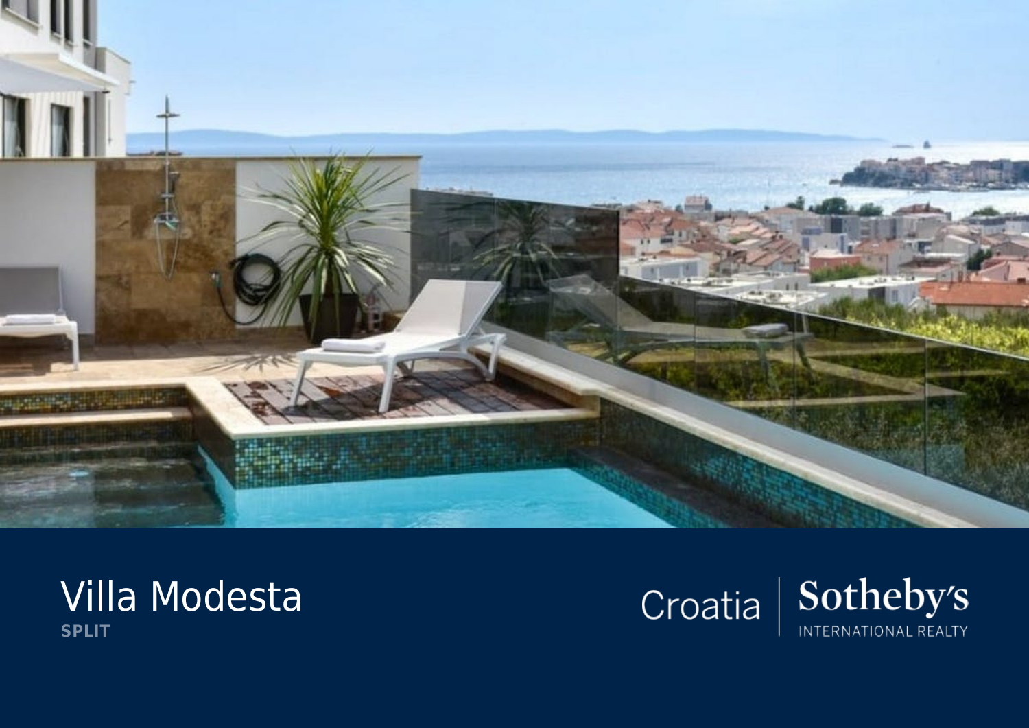# Villa Modesta

**SPLIT**

Croatia | Sotheby's INTERNATIONAL REALTY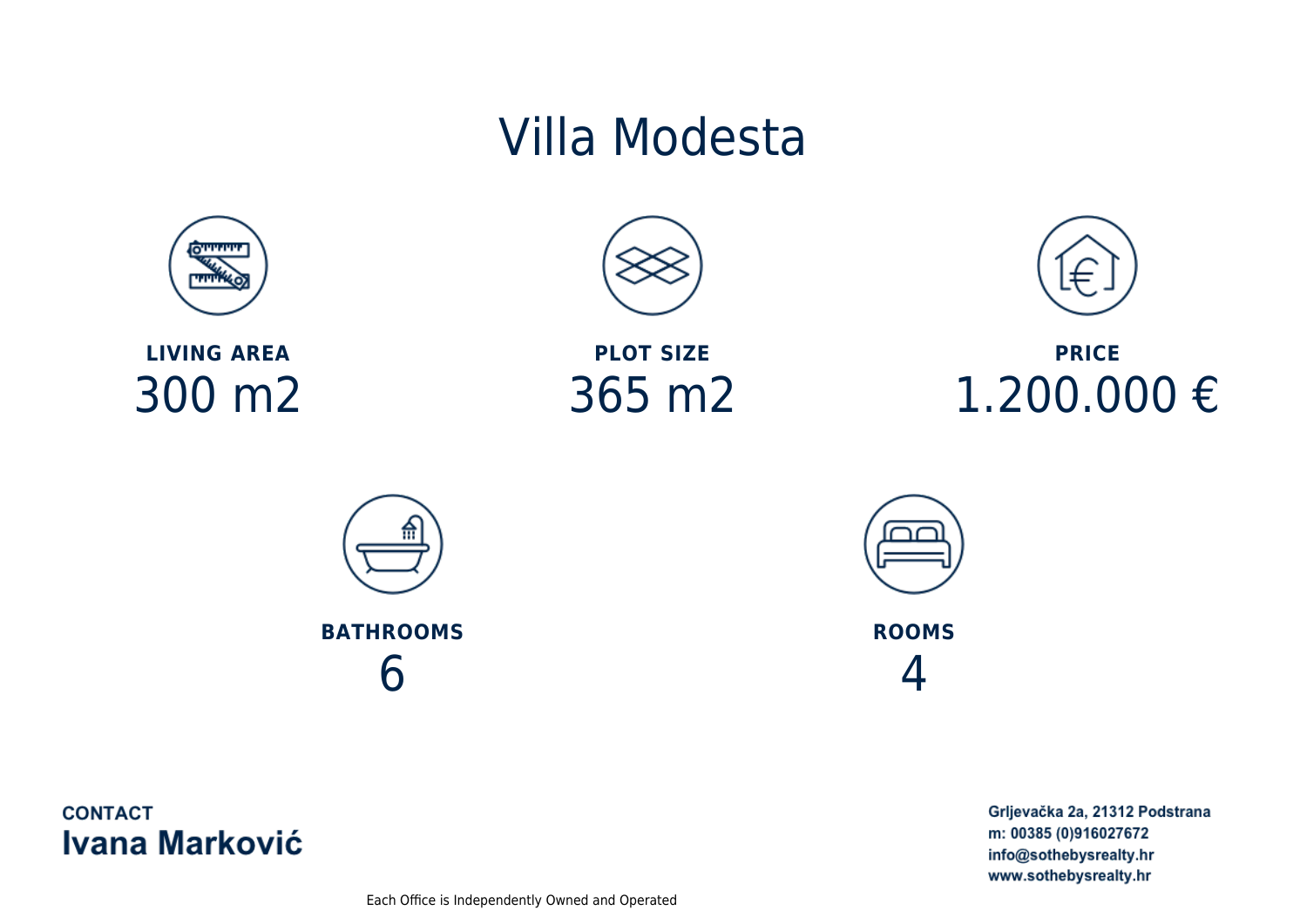# Villa Modesta

**LIVING AREA**
300 m2

**PLOT SIZE**
365 m2

**PRICE**
1.200.000 €

**BATHROOMS**
6

**ROOMS**
4

**CONTACT**
**Ivana Marković**

**Grljevačka 2a, 21312 Podstrana**
**m: 00385 (0)916027672**
**info@sothebysrealty.hr**
**www.sothebysrealty.hr**

Each Office is Independently Owned and Operated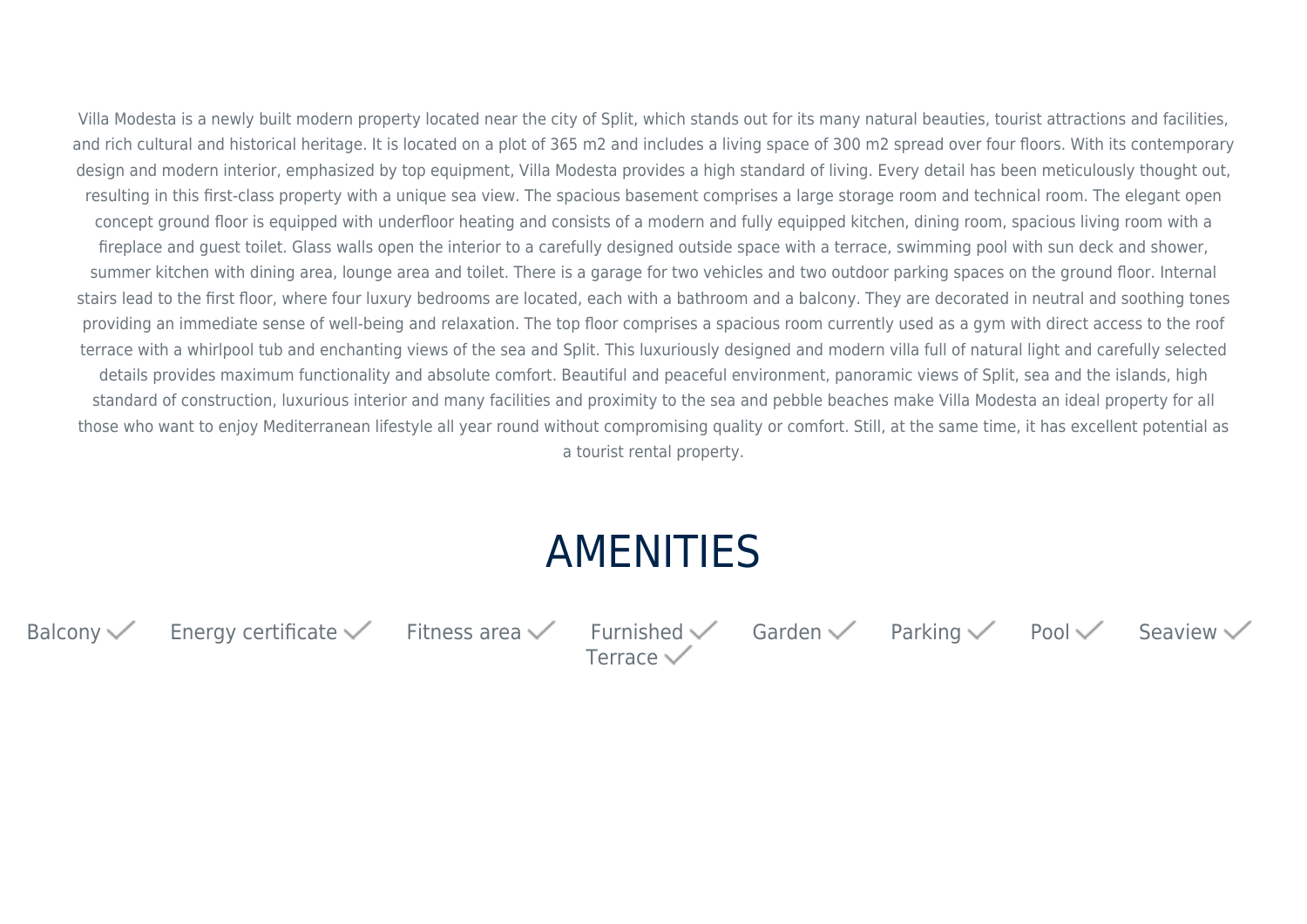Villa Modesta is a newly built modern property located near the city of Split, which stands out for its many natural beauties, tourist attractions and facilities, and rich cultural and historical heritage. It is located on a plot of 365 m2 and includes a living space of 300 m2 spread over four floors. With its contemporary design and modern interior, emphasized by top equipment, Villa Modesta provides a high standard of living. Every detail has been meticulously thought out, resulting in this first-class property with a unique sea view. The spacious basement comprises a large storage room and technical room. The elegant open concept ground floor is equipped with underfloor heating and consists of a modern and fully equipped kitchen, dining room, spacious living room with a fireplace and guest toilet. Glass walls open the interior to a carefully designed outside space with a terrace, swimming pool with sun deck and shower, summer kitchen with dining area, lounge area and toilet. There is a garage for two vehicles and two outdoor parking spaces on the ground floor. Internal stairs lead to the first floor, where four luxury bedrooms are located, each with a bathroom and a balcony. They are decorated in neutral and soothing tones providing an immediate sense of well-being and relaxation. The top floor comprises a spacious room currently used as a gym with direct access to the roof terrace with a whirlpool tub and enchanting views of the sea and Split. This luxuriously designed and modern villa full of natural light and carefully selected details provides maximum functionality and absolute comfort. Beautiful and peaceful environment, panoramic views of Split, sea and the islands, high standard of construction, luxurious interior and many facilities and proximity to the sea and pebble beaches make Villa Modesta an ideal property for all those who want to enjoy Mediterranean lifestyle all year round without compromising quality or comfort. Still, at the same time, it has excellent potential as a tourist rental property.

# AMENITIES

- Balcony ✓
- Energy certificate ✓
- Fitness area ✓
- Furnished ✓
- Garden ✓
- Parking ✓
- Pool ✓
- Seaview ✓
- Terrace ✓